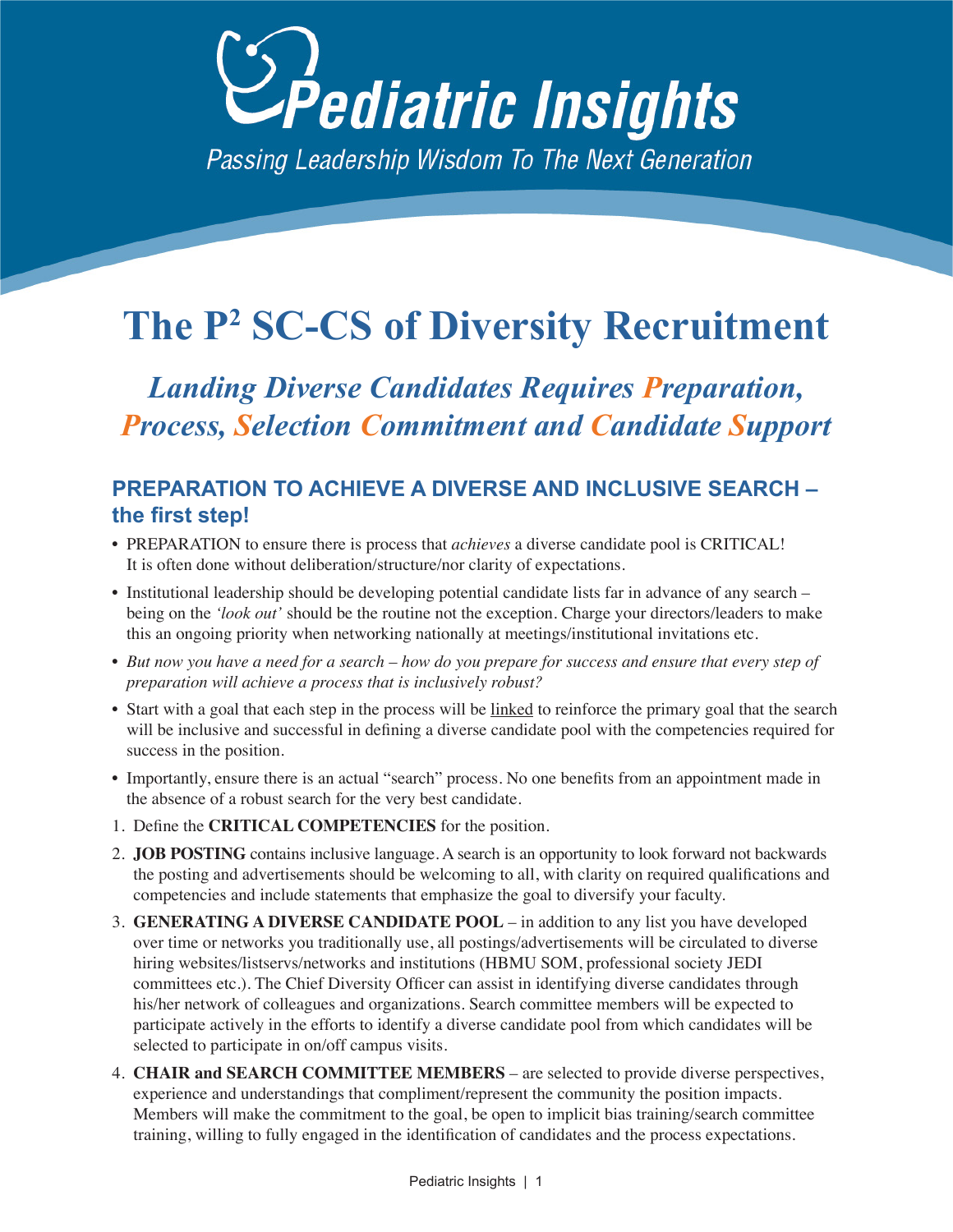# Pediatric Insights

*Passing Leadership Wisdom To The Next Generation*

# The P² SC-CS of Diversity Recruitment

## *Landing Diverse Candidates Requires Preparation, Process, Selection Commitment and Candidate Support*

### PREPARATION TO ACHIEVE A DIVERSE AND INCLUSIVE SEARCH – the first step!

- PREPARATION to ensure there is process that *achieves* a diverse candidate pool is CRITICAL! It is often done without deliberation/structure/nor clarity of expectations.
- Institutional leadership should be developing potential candidate lists far in advance of any search – being on the *'look out'* should be the routine not the exception. Charge your directors/leaders to make this an ongoing priority when networking nationally at meetings/institutional invitations etc.
- *But now you have a need for a search – how do you prepare for success and ensure that every step of preparation will achieve a process that is inclusively robust?*
- Start with a goal that each step in the process will be linked to reinforce the primary goal that the search will be inclusive and successful in defining a diverse candidate pool with the competencies required for success in the position.
- Importantly, ensure there is an actual "search" process. No one benefits from an appointment made in the absence of a robust search for the very best candidate.

1. Define the **CRITICAL COMPETENCIES** for the position.
2. **JOB POSTING** contains inclusive language. A search is an opportunity to look forward not backwards the posting and advertisements should be welcoming to all, with clarity on required qualifications and competencies and include statements that emphasize the goal to diversify your faculty.
3. **GENERATING A DIVERSE CANDIDATE POOL** – in addition to any list you have developed over time or networks you traditionally use, all postings/advertisements will be circulated to diverse hiring websites/listservs/networks and institutions (HBMU SOM, professional society JEDI committees etc.). The Chief Diversity Officer can assist in identifying diverse candidates through his/her network of colleagues and organizations. Search committee members will be expected to participate actively in the efforts to identify a diverse candidate pool from which candidates will be selected to participate in on/off campus visits.
4. **CHAIR and SEARCH COMMITTEE MEMBERS** – are selected to provide diverse perspectives, experience and understandings that compliment/represent the community the position impacts. Members will make the commitment to the goal, be open to implicit bias training/search committee training, willing to fully engaged in the identification of candidates and the process expectations.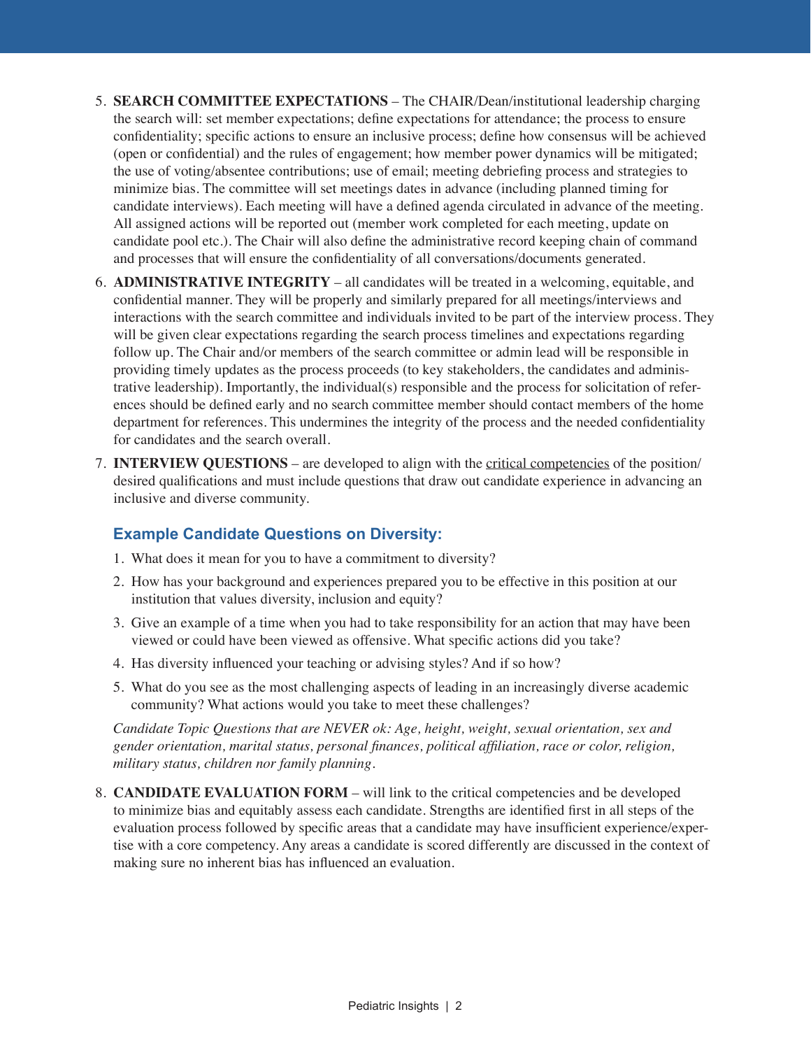5. **SEARCH COMMITTEE EXPECTATIONS** – The CHAIR/Dean/institutional leadership charging the search will: set member expectations; define expectations for attendance; the process to ensure confidentiality; specific actions to ensure an inclusive process; define how consensus will be achieved (open or confidential) and the rules of engagement; how member power dynamics will be mitigated; the use of voting/absentee contributions; use of email; meeting debriefing process and strategies to minimize bias. The committee will set meetings dates in advance (including planned timing for candidate interviews). Each meeting will have a defined agenda circulated in advance of the meeting. All assigned actions will be reported out (member work completed for each meeting, update on candidate pool etc.). The Chair will also define the administrative record keeping chain of command and processes that will ensure the confidentiality of all conversations/documents generated.

6. **ADMINISTRATIVE INTEGRITY** – all candidates will be treated in a welcoming, equitable, and confidential manner. They will be properly and similarly prepared for all meetings/interviews and interactions with the search committee and individuals invited to be part of the interview process. They will be given clear expectations regarding the search process timelines and expectations regarding follow up. The Chair and/or members of the search committee or admin lead will be responsible in providing timely updates as the process proceeds (to key stakeholders, the candidates and administrative leadership). Importantly, the individual(s) responsible and the process for solicitation of references should be defined early and no search committee member should contact members of the home department for references. This undermines the integrity of the process and the needed confidentiality for candidates and the search overall.

7. **INTERVIEW QUESTIONS** – are developed to align with the critical competencies of the position/ desired qualifications and must include questions that draw out candidate experience in advancing an inclusive and diverse community.

### Example Candidate Questions on Diversity:

1. What does it mean for you to have a commitment to diversity?
2. How has your background and experiences prepared you to be effective in this position at our institution that values diversity, inclusion and equity?
3. Give an example of a time when you had to take responsibility for an action that may have been viewed or could have been viewed as offensive. What specific actions did you take?
4. Has diversity influenced your teaching or advising styles? And if so how?
5. What do you see as the most challenging aspects of leading in an increasingly diverse academic community? What actions would you take to meet these challenges?

*Candidate Topic Questions that are NEVER ok: Age, height, weight, sexual orientation, sex and gender orientation, marital status, personal finances, political affiliation, race or color, religion, military status, children nor family planning.*

8. **CANDIDATE EVALUATION FORM** – will link to the critical competencies and be developed to minimize bias and equitably assess each candidate. Strengths are identified first in all steps of the evaluation process followed by specific areas that a candidate may have insufficient experience/expertise with a core competency. Any areas a candidate is scored differently are discussed in the context of making sure no inherent bias has influenced an evaluation.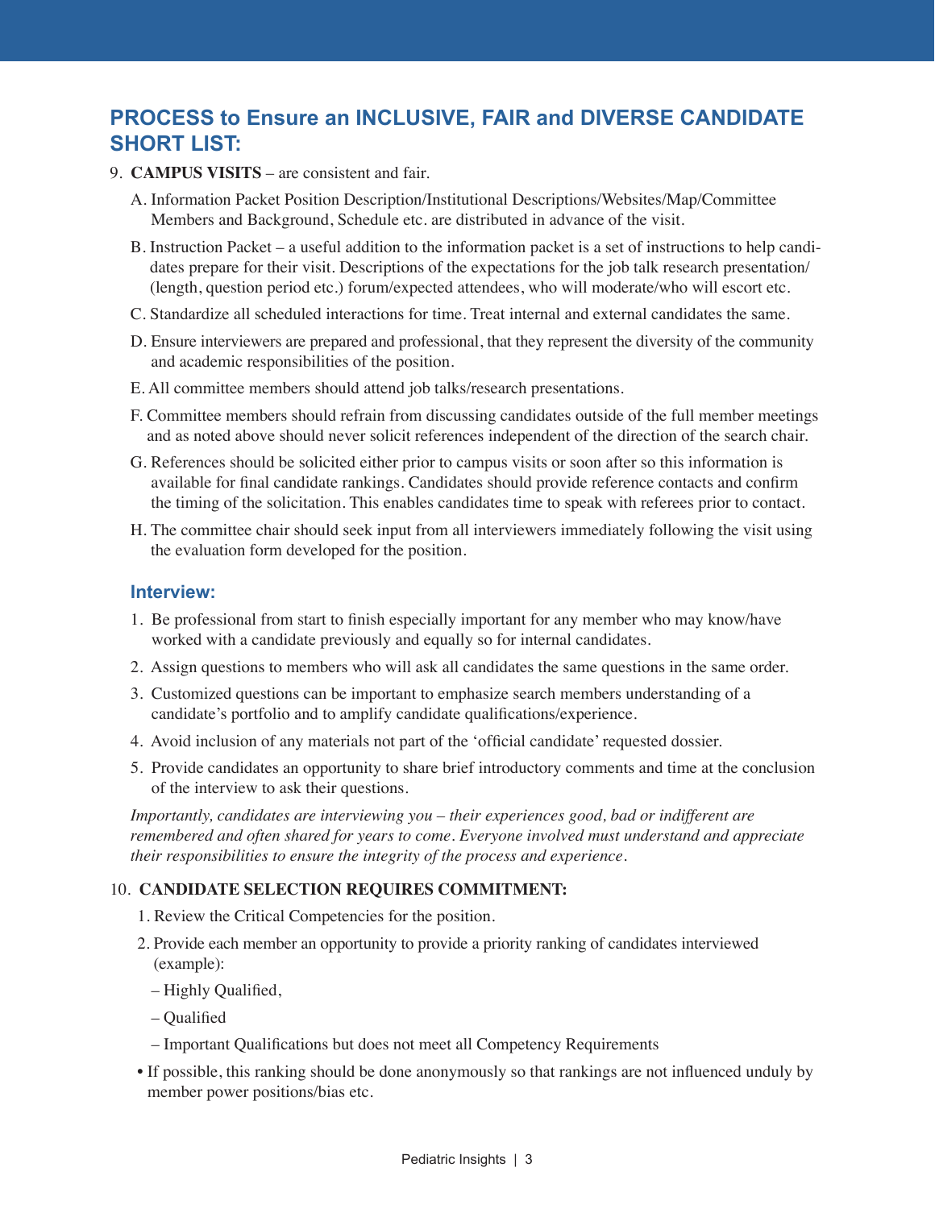## PROCESS to Ensure an INCLUSIVE, FAIR and DIVERSE CANDIDATE SHORT LIST:

9. **CAMPUS VISITS** – are consistent and fair.

   A. Information Packet Position Description/Institutional Descriptions/Websites/Map/Committee Members and Background, Schedule etc. are distributed in advance of the visit.

   B. Instruction Packet – a useful addition to the information packet is a set of instructions to help candidates prepare for their visit. Descriptions of the expectations for the job talk research presentation/ (length, question period etc.) forum/expected attendees, who will moderate/who will escort etc.

   C. Standardize all scheduled interactions for time. Treat internal and external candidates the same.

   D. Ensure interviewers are prepared and professional, that they represent the diversity of the community and academic responsibilities of the position.

   E. All committee members should attend job talks/research presentations.

   F. Committee members should refrain from discussing candidates outside of the full member meetings and as noted above should never solicit references independent of the direction of the search chair.

   G. References should be solicited either prior to campus visits or soon after so this information is available for final candidate rankings. Candidates should provide reference contacts and confirm the timing of the solicitation. This enables candidates time to speak with referees prior to contact.

   H. The committee chair should seek input from all interviewers immediately following the visit using the evaluation form developed for the position.

### Interview:

1. Be professional from start to finish especially important for any member who may know/have worked with a candidate previously and equally so for internal candidates.
2. Assign questions to members who will ask all candidates the same questions in the same order.
3. Customized questions can be important to emphasize search members understanding of a candidate's portfolio and to amplify candidate qualifications/experience.
4. Avoid inclusion of any materials not part of the 'official candidate' requested dossier.
5. Provide candidates an opportunity to share brief introductory comments and time at the conclusion of the interview to ask their questions.

*Importantly, candidates are interviewing you – their experiences good, bad or indifferent are remembered and often shared for years to come. Everyone involved must understand and appreciate their responsibilities to ensure the integrity of the process and experience.*

10. **CANDIDATE SELECTION REQUIRES COMMITMENT:**

    1. Review the Critical Competencies for the position.
    2. Provide each member an opportunity to provide a priority ranking of candidates interviewed (example):

       – Highly Qualified,

       – Qualified

       – Important Qualifications but does not meet all Competency Requirements

    - If possible, this ranking should be done anonymously so that rankings are not influenced unduly by member power positions/bias etc.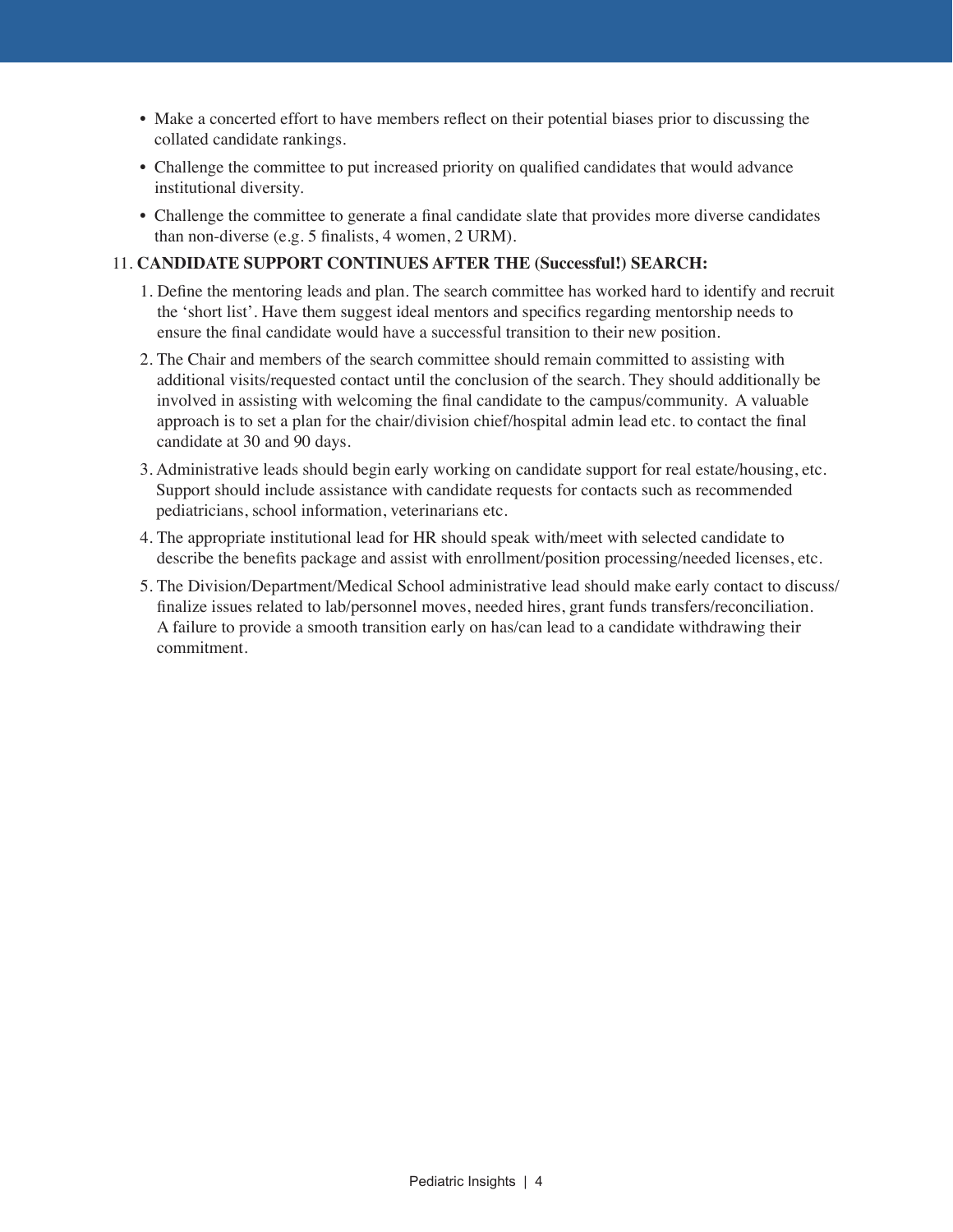- Make a concerted effort to have members reflect on their potential biases prior to discussing the collated candidate rankings.
- Challenge the committee to put increased priority on qualified candidates that would advance institutional diversity.
- Challenge the committee to generate a final candidate slate that provides more diverse candidates than non-diverse (e.g. 5 finalists, 4 women, 2 URM).

11. **CANDIDATE SUPPORT CONTINUES AFTER THE (Successful!) SEARCH:**

    1. Define the mentoring leads and plan. The search committee has worked hard to identify and recruit the 'short list'. Have them suggest ideal mentors and specifics regarding mentorship needs to ensure the final candidate would have a successful transition to their new position.
    2. The Chair and members of the search committee should remain committed to assisting with additional visits/requested contact until the conclusion of the search. They should additionally be involved in assisting with welcoming the final candidate to the campus/community. A valuable approach is to set a plan for the chair/division chief/hospital admin lead etc. to contact the final candidate at 30 and 90 days.
    3. Administrative leads should begin early working on candidate support for real estate/housing, etc. Support should include assistance with candidate requests for contacts such as recommended pediatricians, school information, veterinarians etc.
    4. The appropriate institutional lead for HR should speak with/meet with selected candidate to describe the benefits package and assist with enrollment/position processing/needed licenses, etc.
    5. The Division/Department/Medical School administrative lead should make early contact to discuss/finalize issues related to lab/personnel moves, needed hires, grant funds transfers/reconciliation. A failure to provide a smooth transition early on has/can lead to a candidate withdrawing their commitment.